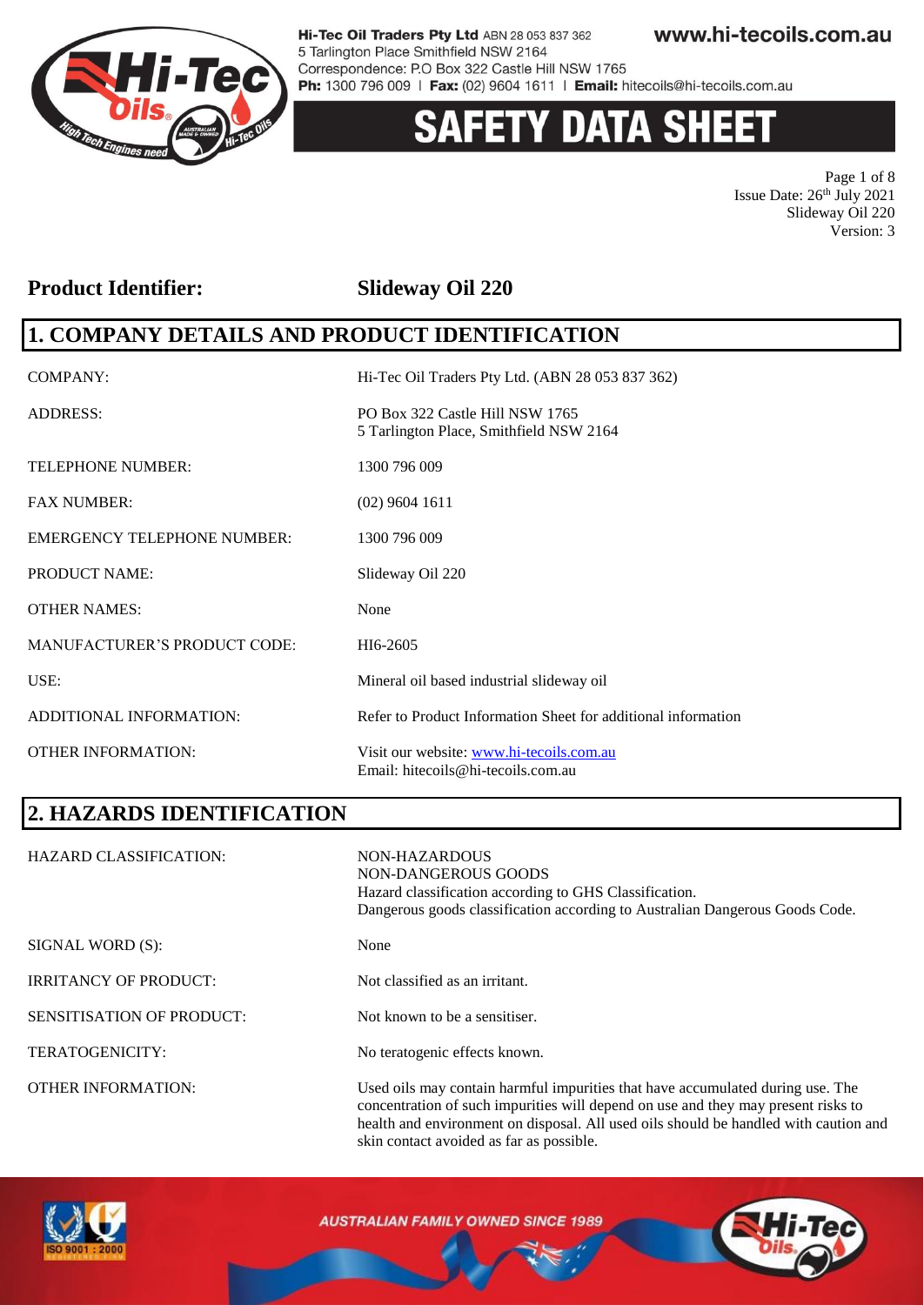# SAFETY DATA SHEET

Issue Date: 26th July 2021
Slideway Oil 220
Version: 3

**Product Identifier: Slideway Oil 220**

## 1. COMPANY DETAILS AND PRODUCT IDENTIFICATION

| | |
|---|---|
| COMPANY: | Hi-Tec Oil Traders Pty Ltd. (ABN 28 053 837 362) |
| ADDRESS: | PO Box 322 Castle Hill NSW 1765<br>5 Tarlington Place, Smithfield NSW 2164 |
| TELEPHONE NUMBER: | 1300 796 009 |
| FAX NUMBER: | (02) 9604 1611 |
| EMERGENCY TELEPHONE NUMBER: | 1300 796 009 |
| PRODUCT NAME: | Slideway Oil 220 |
| OTHER NAMES: | None |
| MANUFACTURER'S PRODUCT CODE: | HI6-2605 |
| USE: | Mineral oil based industrial slideway oil |
| ADDITIONAL INFORMATION: | Refer to Product Information Sheet for additional information |
| OTHER INFORMATION: | Visit our website: www.hi-tecoils.com.au<br>Email: hitecoils@hi-tecoils.com.au |

## 2. HAZARDS IDENTIFICATION

| | |
|---|---|
| HAZARD CLASSIFICATION: | NON-HAZARDOUS<br>NON-DANGEROUS GOODS<br>Hazard classification according to GHS Classification.<br>Dangerous goods classification according to Australian Dangerous Goods Code. |
| SIGNAL WORD (S): | None |
| IRRITANCY OF PRODUCT: | Not classified as an irritant. |
| SENSITISATION OF PRODUCT: | Not known to be a sensitiser. |
| TERATOGENICITY: | No teratogenic effects known. |
| OTHER INFORMATION: | Used oils may contain harmful impurities that have accumulated during use. The concentration of such impurities will depend on use and they may present risks to health and environment on disposal. All used oils should be handled with caution and skin contact avoided as far as possible. |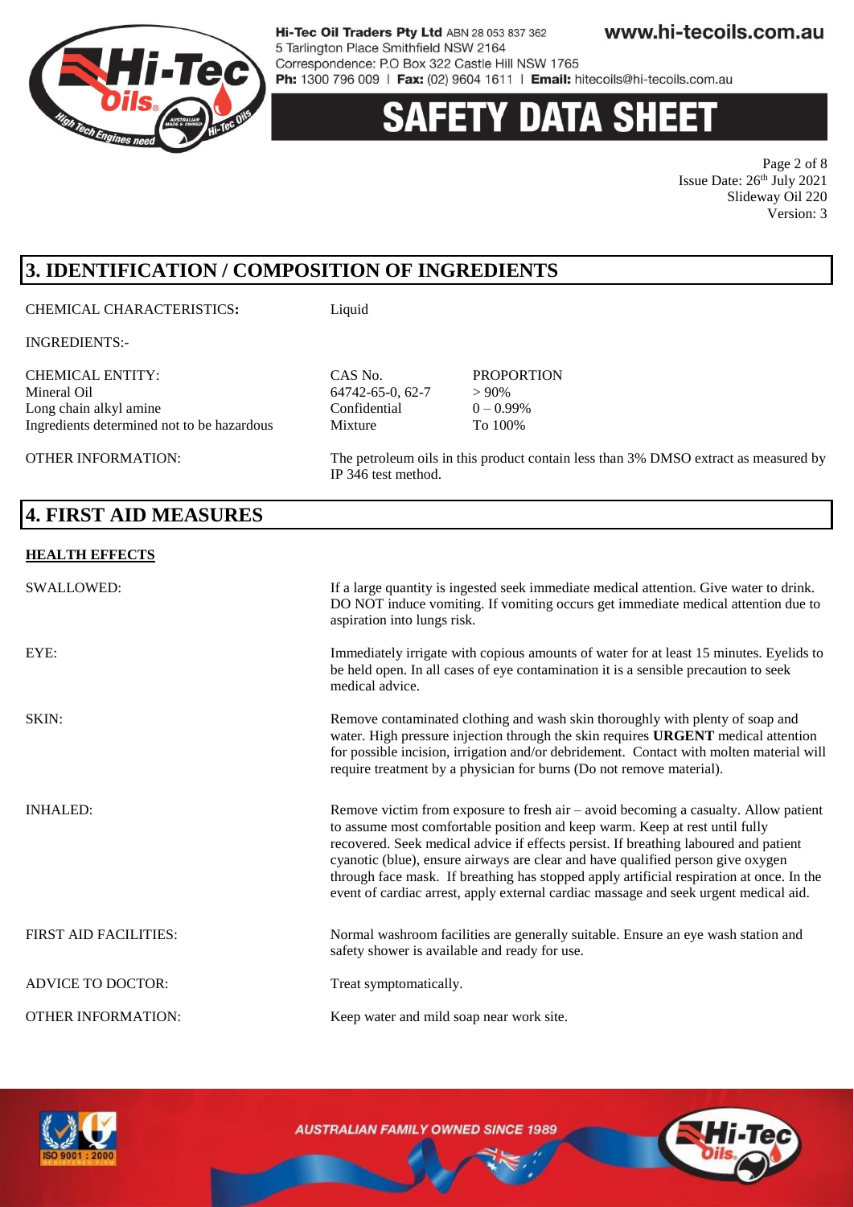## 3. IDENTIFICATION / COMPOSITION OF INGREDIENTS

CHEMICAL CHARACTERISTICS**:** Liquid

INGREDIENTS:-

| CHEMICAL ENTITY: | CAS No. | PROPORTION |
|---|---|---|
| Mineral Oil | 64742-65-0, 62-7 | > 90% |
| Long chain alkyl amine | Confidential | 0 – 0.99% |
| Ingredients determined not to be hazardous | Mixture | To 100% |

OTHER INFORMATION: The petroleum oils in this product contain less than 3% DMSO extract as measured by IP 346 test method.

## 4. FIRST AID MEASURES

**HEALTH EFFECTS**

SWALLOWED: If a large quantity is ingested seek immediate medical attention. Give water to drink. DO NOT induce vomiting. If vomiting occurs get immediate medical attention due to aspiration into lungs risk.

EYE: Immediately irrigate with copious amounts of water for at least 15 minutes. Eyelids to be held open. In all cases of eye contamination it is a sensible precaution to seek medical advice.

SKIN: Remove contaminated clothing and wash skin thoroughly with plenty of soap and water. High pressure injection through the skin requires **URGENT** medical attention for possible incision, irrigation and/or debridement. Contact with molten material will require treatment by a physician for burns (Do not remove material).

INHALED: Remove victim from exposure to fresh air – avoid becoming a casualty. Allow patient to assume most comfortable position and keep warm. Keep at rest until fully recovered. Seek medical advice if effects persist. If breathing laboured and patient cyanotic (blue), ensure airways are clear and have qualified person give oxygen through face mask. If breathing has stopped apply artificial respiration at once. In the event of cardiac arrest, apply external cardiac massage and seek urgent medical aid.

FIRST AID FACILITIES: Normal washroom facilities are generally suitable. Ensure an eye wash station and safety shower is available and ready for use.

ADVICE TO DOCTOR: Treat symptomatically.

OTHER INFORMATION: Keep water and mild soap near work site.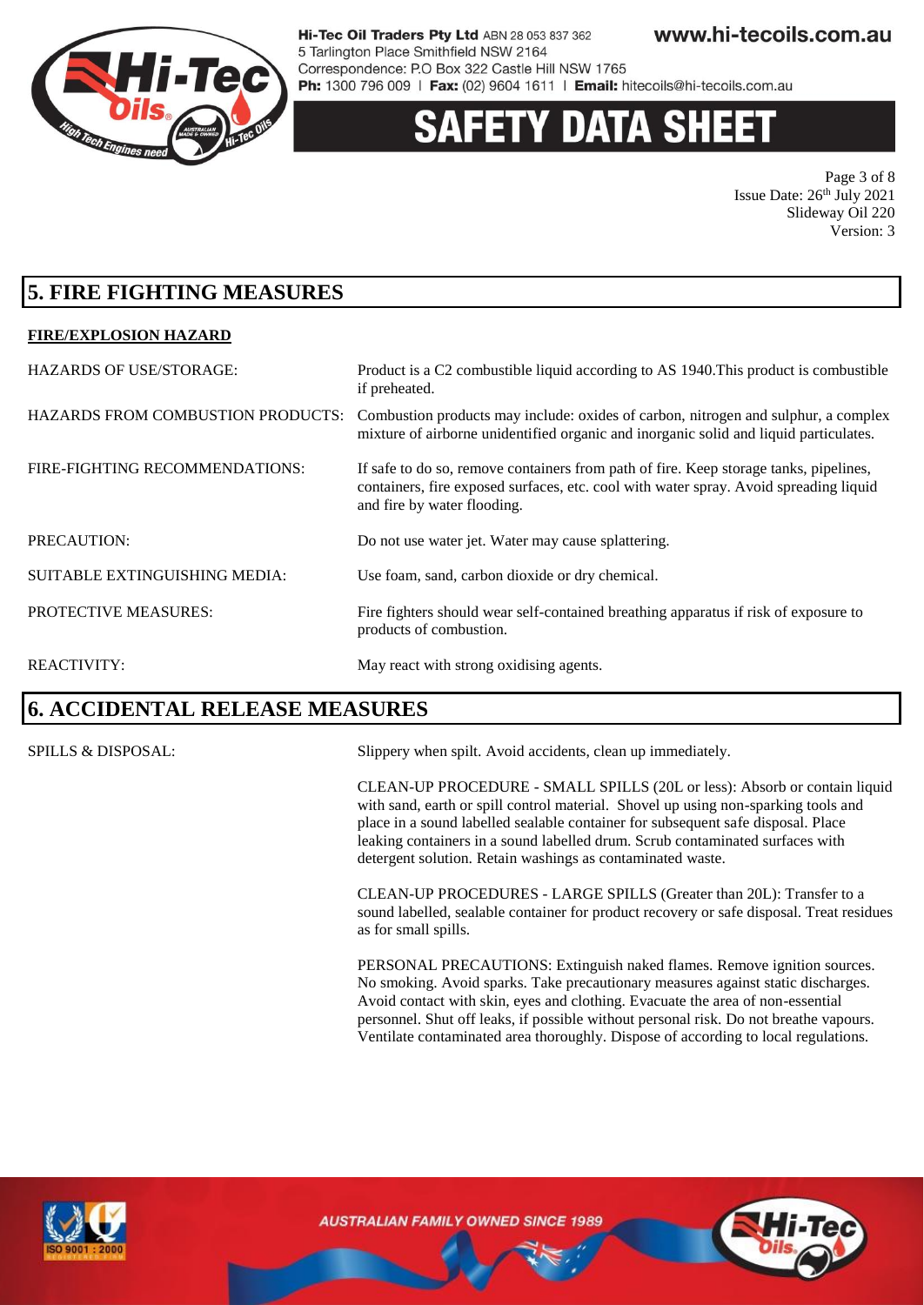## 5. FIRE FIGHTING MEASURES

**FIRE/EXPLOSION HAZARD**

| | |
|---|---|
| HAZARDS OF USE/STORAGE: | Product is a C2 combustible liquid according to AS 1940.This product is combustible if preheated. |
| HAZARDS FROM COMBUSTION PRODUCTS: | Combustion products may include: oxides of carbon, nitrogen and sulphur, a complex mixture of airborne unidentified organic and inorganic solid and liquid particulates. |
| FIRE-FIGHTING RECOMMENDATIONS: | If safe to do so, remove containers from path of fire. Keep storage tanks, pipelines, containers, fire exposed surfaces, etc. cool with water spray. Avoid spreading liquid and fire by water flooding. |
| PRECAUTION: | Do not use water jet. Water may cause splattering. |
| SUITABLE EXTINGUISHING MEDIA: | Use foam, sand, carbon dioxide or dry chemical. |
| PROTECTIVE MEASURES: | Fire fighters should wear self-contained breathing apparatus if risk of exposure to products of combustion. |
| REACTIVITY: | May react with strong oxidising agents. |

## 6. ACCIDENTAL RELEASE MEASURES

SPILLS & DISPOSAL:

Slippery when spilt. Avoid accidents, clean up immediately.

CLEAN-UP PROCEDURE - SMALL SPILLS (20L or less): Absorb or contain liquid with sand, earth or spill control material. Shovel up using non-sparking tools and place in a sound labelled sealable container for subsequent safe disposal. Place leaking containers in a sound labelled drum. Scrub contaminated surfaces with detergent solution. Retain washings as contaminated waste.

CLEAN-UP PROCEDURES - LARGE SPILLS (Greater than 20L): Transfer to a sound labelled, sealable container for product recovery or safe disposal. Treat residues as for small spills.

PERSONAL PRECAUTIONS: Extinguish naked flames. Remove ignition sources. No smoking. Avoid sparks. Take precautionary measures against static discharges. Avoid contact with skin, eyes and clothing. Evacuate the area of non-essential personnel. Shut off leaks, if possible without personal risk. Do not breathe vapours. Ventilate contaminated area thoroughly. Dispose of according to local regulations.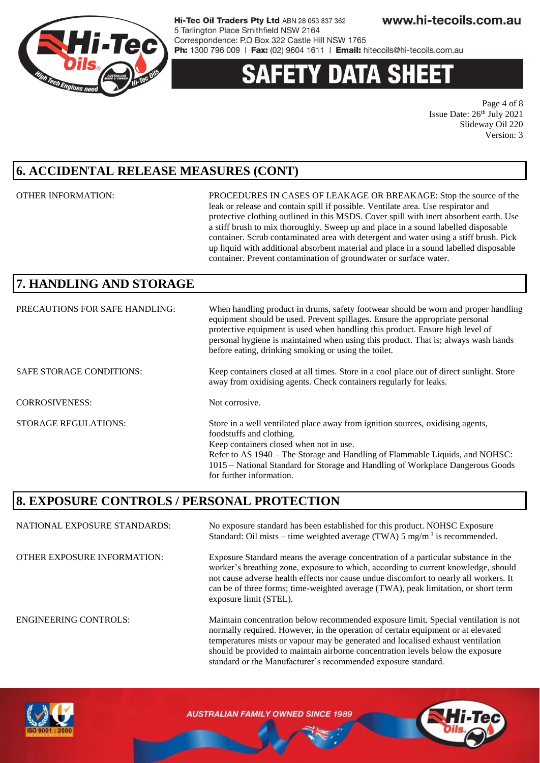## 6. ACCIDENTAL RELEASE MEASURES (CONT)

OTHER INFORMATION: PROCEDURES IN CASES OF LEAKAGE OR BREAKAGE: Stop the source of the leak or release and contain spill if possible. Ventilate area. Use respirator and protective clothing outlined in this MSDS. Cover spill with inert absorbent earth. Use a stiff brush to mix thoroughly. Sweep up and place in a sound labelled disposable container. Scrub contaminated area with detergent and water using a stiff brush. Pick up liquid with additional absorbent material and place in a sound labelled disposable container. Prevent contamination of groundwater or surface water.

## 7. HANDLING AND STORAGE

PRECAUTIONS FOR SAFE HANDLING: When handling product in drums, safety footwear should be worn and proper handling equipment should be used. Prevent spillages. Ensure the appropriate personal protective equipment is used when handling this product. Ensure high level of personal hygiene is maintained when using this product. That is; always wash hands before eating, drinking smoking or using the toilet.

SAFE STORAGE CONDITIONS: Keep containers closed at all times. Store in a cool place out of direct sunlight. Store away from oxidising agents. Check containers regularly for leaks.

CORROSIVENESS: Not corrosive.

STORAGE REGULATIONS: Store in a well ventilated place away from ignition sources, oxidising agents, foodstuffs and clothing.
Keep containers closed when not in use.
Refer to AS 1940 – The Storage and Handling of Flammable Liquids, and NOHSC: 1015 – National Standard for Storage and Handling of Workplace Dangerous Goods for further information.

## 8. EXPOSURE CONTROLS / PERSONAL PROTECTION

NATIONAL EXPOSURE STANDARDS: No exposure standard has been established for this product. NOHSC Exposure Standard: Oil mists – time weighted average (TWA) 5 mg/m$^3$ is recommended.

OTHER EXPOSURE INFORMATION: Exposure Standard means the average concentration of a particular substance in the worker's breathing zone, exposure to which, according to current knowledge, should not cause adverse health effects nor cause undue discomfort to nearly all workers. It can be of three forms; time-weighted average (TWA), peak limitation, or short term exposure limit (STEL).

ENGINEERING CONTROLS: Maintain concentration below recommended exposure limit. Special ventilation is not normally required. However, in the operation of certain equipment or at elevated temperatures mists or vapour may be generated and localised exhaust ventilation should be provided to maintain airborne concentration levels below the exposure standard or the Manufacturer's recommended exposure standard.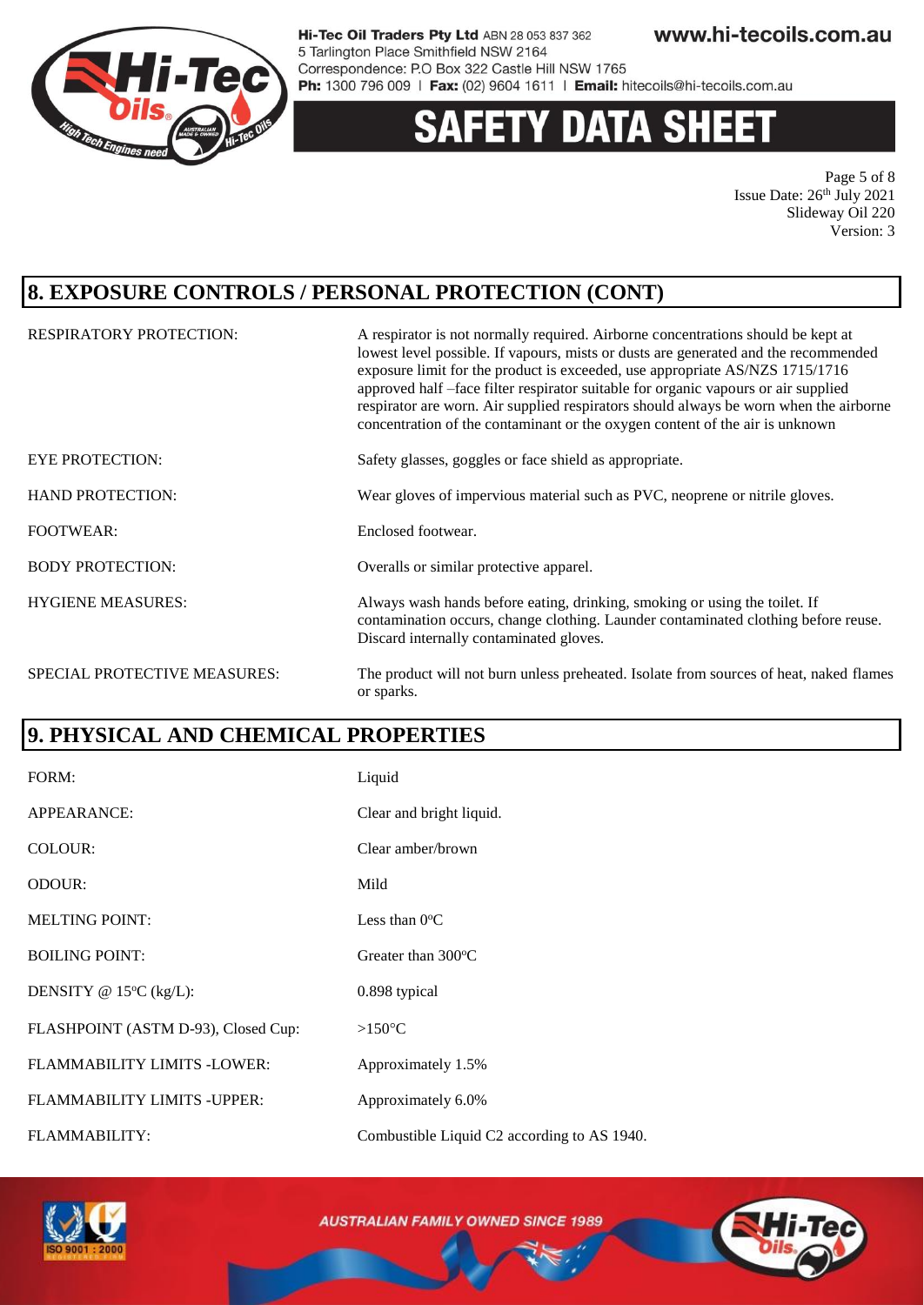## 8. EXPOSURE CONTROLS / PERSONAL PROTECTION (CONT)

| | |
|---|---|
| RESPIRATORY PROTECTION: | A respirator is not normally required. Airborne concentrations should be kept at lowest level possible. If vapours, mists or dusts are generated and the recommended exposure limit for the product is exceeded, use appropriate AS/NZS 1715/1716 approved half –face filter respirator suitable for organic vapours or air supplied respirator are worn. Air supplied respirators should always be worn when the airborne concentration of the contaminant or the oxygen content of the air is unknown |
| EYE PROTECTION: | Safety glasses, goggles or face shield as appropriate. |
| HAND PROTECTION: | Wear gloves of impervious material such as PVC, neoprene or nitrile gloves. |
| FOOTWEAR: | Enclosed footwear. |
| BODY PROTECTION: | Overalls or similar protective apparel. |
| HYGIENE MEASURES: | Always wash hands before eating, drinking, smoking or using the toilet. If contamination occurs, change clothing. Launder contaminated clothing before reuse. Discard internally contaminated gloves. |
| SPECIAL PROTECTIVE MEASURES: | The product will not burn unless preheated. Isolate from sources of heat, naked flames or sparks. |

## 9. PHYSICAL AND CHEMICAL PROPERTIES

| | |
|---|---|
| FORM: | Liquid |
| APPEARANCE: | Clear and bright liquid. |
| COLOUR: | Clear amber/brown |
| ODOUR: | Mild |
| MELTING POINT: | Less than 0°C |
| BOILING POINT: | Greater than 300°C |
| DENSITY @ 15°C (kg/L): | 0.898 typical |
| FLASHPOINT (ASTM D-93), Closed Cup: | >150°C |
| FLAMMABILITY LIMITS -LOWER: | Approximately 1.5% |
| FLAMMABILITY LIMITS -UPPER: | Approximately 6.0% |
| FLAMMABILITY: | Combustible Liquid C2 according to AS 1940. |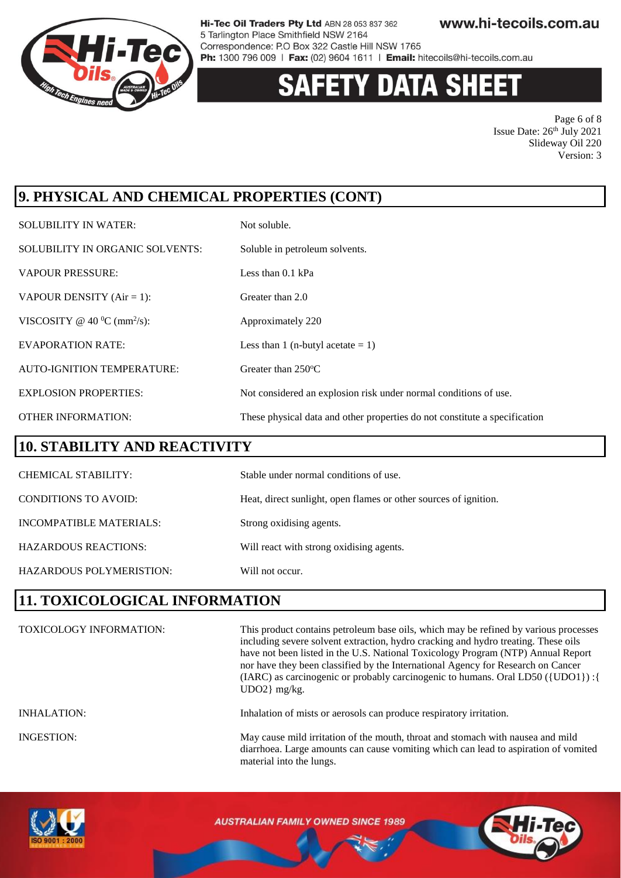## 9. PHYSICAL AND CHEMICAL PROPERTIES (CONT)

| | |
|---|---|
| SOLUBILITY IN WATER: | Not soluble. |
| SOLUBILITY IN ORGANIC SOLVENTS: | Soluble in petroleum solvents. |
| VAPOUR PRESSURE: | Less than 0.1 kPa |
| VAPOUR DENSITY (Air = 1): | Greater than 2.0 |
| VISCOSITY @ 40 $^0$C ($mm^2/s$): | Approximately 220 |
| EVAPORATION RATE: | Less than 1 (n-butyl acetate = 1) |
| AUTO-IGNITION TEMPERATURE: | Greater than 250$^o$C |
| EXPLOSION PROPERTIES: | Not considered an explosion risk under normal conditions of use. |
| OTHER INFORMATION: | These physical data and other properties do not constitute a specification |

## 10. STABILITY AND REACTIVITY

| | |
|---|---|
| CHEMICAL STABILITY: | Stable under normal conditions of use. |
| CONDITIONS TO AVOID: | Heat, direct sunlight, open flames or other sources of ignition. |
| INCOMPATIBLE MATERIALS: | Strong oxidising agents. |
| HAZARDOUS REACTIONS: | Will react with strong oxidising agents. |
| HAZARDOUS POLYMERISTION: | Will not occur. |

## 11. TOXICOLOGICAL INFORMATION

| | |
|---|---|
| TOXICOLOGY INFORMATION: | This product contains petroleum base oils, which may be refined by various processes including severe solvent extraction, hydro cracking and hydro treating. These oils have not been listed in the U.S. National Toxicology Program (NTP) Annual Report nor have they been classified by the International Agency for Research on Cancer (IARC) as carcinogenic or probably carcinogenic to humans. Oral LD50 ({UDO1}) :{ UDO2} mg/kg. |
| INHALATION: | Inhalation of mists or aerosols can produce respiratory irritation. |
| INGESTION: | May cause mild irritation of the mouth, throat and stomach with nausea and mild diarrhoea. Large amounts can cause vomiting which can lead to aspiration of vomited material into the lungs. |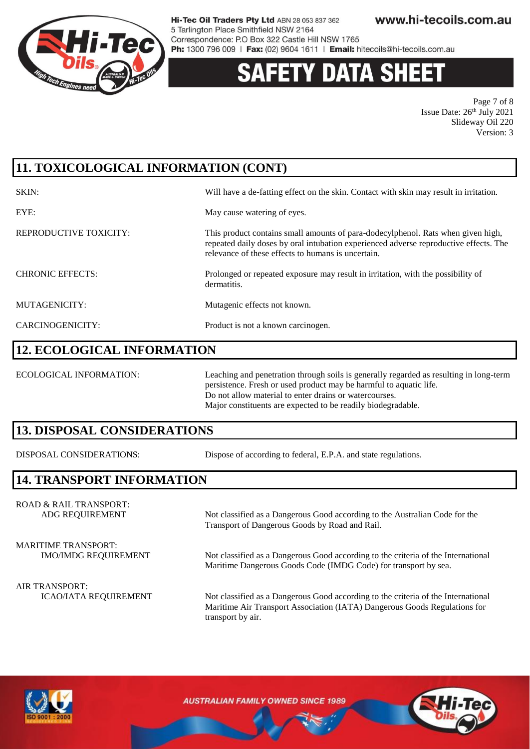## 11. TOXICOLOGICAL INFORMATION (CONT)

| | |
|---|---|
| SKIN: | Will have a de-fatting effect on the skin. Contact with skin may result in irritation. |
| EYE: | May cause watering of eyes. |
| REPRODUCTIVE TOXICITY: | This product contains small amounts of para-dodecylphenol. Rats when given high, repeated daily doses by oral intubation experienced adverse reproductive effects. The relevance of these effects to humans is uncertain. |
| CHRONIC EFFECTS: | Prolonged or repeated exposure may result in irritation, with the possibility of dermatitis. |
| MUTAGENICITY: | Mutagenic effects not known. |
| CARCINOGENICITY: | Product is not a known carcinogen. |

## 12. ECOLOGICAL INFORMATION

| | |
|---|---|
| ECOLOGICAL INFORMATION: | Leaching and penetration through soils is generally regarded as resulting in long-term persistence. Fresh or used product may be harmful to aquatic life. Do not allow material to enter drains or watercourses. Major constituents are expected to be readily biodegradable. |

## 13. DISPOSAL CONSIDERATIONS

| | |
|---|---|
| DISPOSAL CONSIDERATIONS: | Dispose of according to federal, E.P.A. and state regulations. |

## 14. TRANSPORT INFORMATION

| | |
|---|---|
| ROAD & RAIL TRANSPORT: ADG REQUIREMENT | Not classified as a Dangerous Good according to the Australian Code for the Transport of Dangerous Goods by Road and Rail. |
| MARITIME TRANSPORT: IMO/IMDG REQUIREMENT | Not classified as a Dangerous Good according to the criteria of the International Maritime Dangerous Goods Code (IMDG Code) for transport by sea. |
| AIR TRANSPORT: ICAO/IATA REQUIREMENT | Not classified as a Dangerous Good according to the criteria of the International Maritime Air Transport Association (IATA) Dangerous Goods Regulations for transport by air. |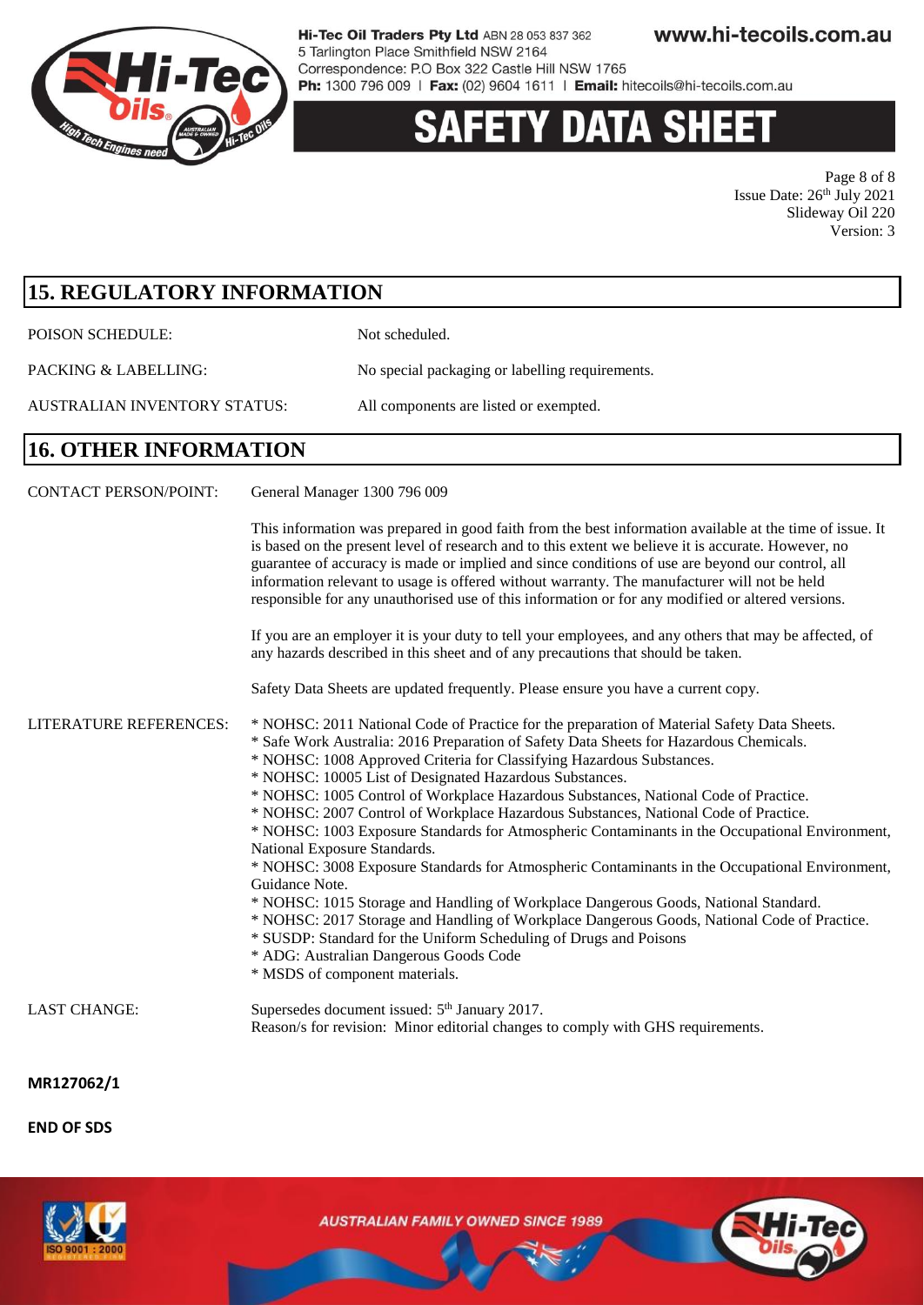## 15. REGULATORY INFORMATION

POISON SCHEDULE: Not scheduled.

PACKING & LABELLING: No special packaging or labelling requirements.

AUSTRALIAN INVENTORY STATUS: All components are listed or exempted.

## 16. OTHER INFORMATION

CONTACT PERSON/POINT: General Manager 1300 796 009

This information was prepared in good faith from the best information available at the time of issue. It is based on the present level of research and to this extent we believe it is accurate. However, no guarantee of accuracy is made or implied and since conditions of use are beyond our control, all information relevant to usage is offered without warranty. The manufacturer will not be held responsible for any unauthorised use of this information or for any modified or altered versions.

If you are an employer it is your duty to tell your employees, and any others that may be affected, of any hazards described in this sheet and of any precautions that should be taken.

Safety Data Sheets are updated frequently. Please ensure you have a current copy.

LITERATURE REFERENCES:

* NOHSC: 2011 National Code of Practice for the preparation of Material Safety Data Sheets.
* Safe Work Australia: 2016 Preparation of Safety Data Sheets for Hazardous Chemicals.
* NOHSC: 1008 Approved Criteria for Classifying Hazardous Substances.
* NOHSC: 10005 List of Designated Hazardous Substances.
* NOHSC: 1005 Control of Workplace Hazardous Substances, National Code of Practice.
* NOHSC: 2007 Control of Workplace Hazardous Substances, National Code of Practice.
* NOHSC: 1003 Exposure Standards for Atmospheric Contaminants in the Occupational Environment, National Exposure Standards.
* NOHSC: 3008 Exposure Standards for Atmospheric Contaminants in the Occupational Environment, Guidance Note.
* NOHSC: 1015 Storage and Handling of Workplace Dangerous Goods, National Standard.
* NOHSC: 2017 Storage and Handling of Workplace Dangerous Goods, National Code of Practice.
* SUSDP: Standard for the Uniform Scheduling of Drugs and Poisons
* ADG: Australian Dangerous Goods Code
* MSDS of component materials.

LAST CHANGE: Supersedes document issued: 5th January 2017.
Reason/s for revision: Minor editorial changes to comply with GHS requirements.

**MR127062/1**

**END OF SDS**